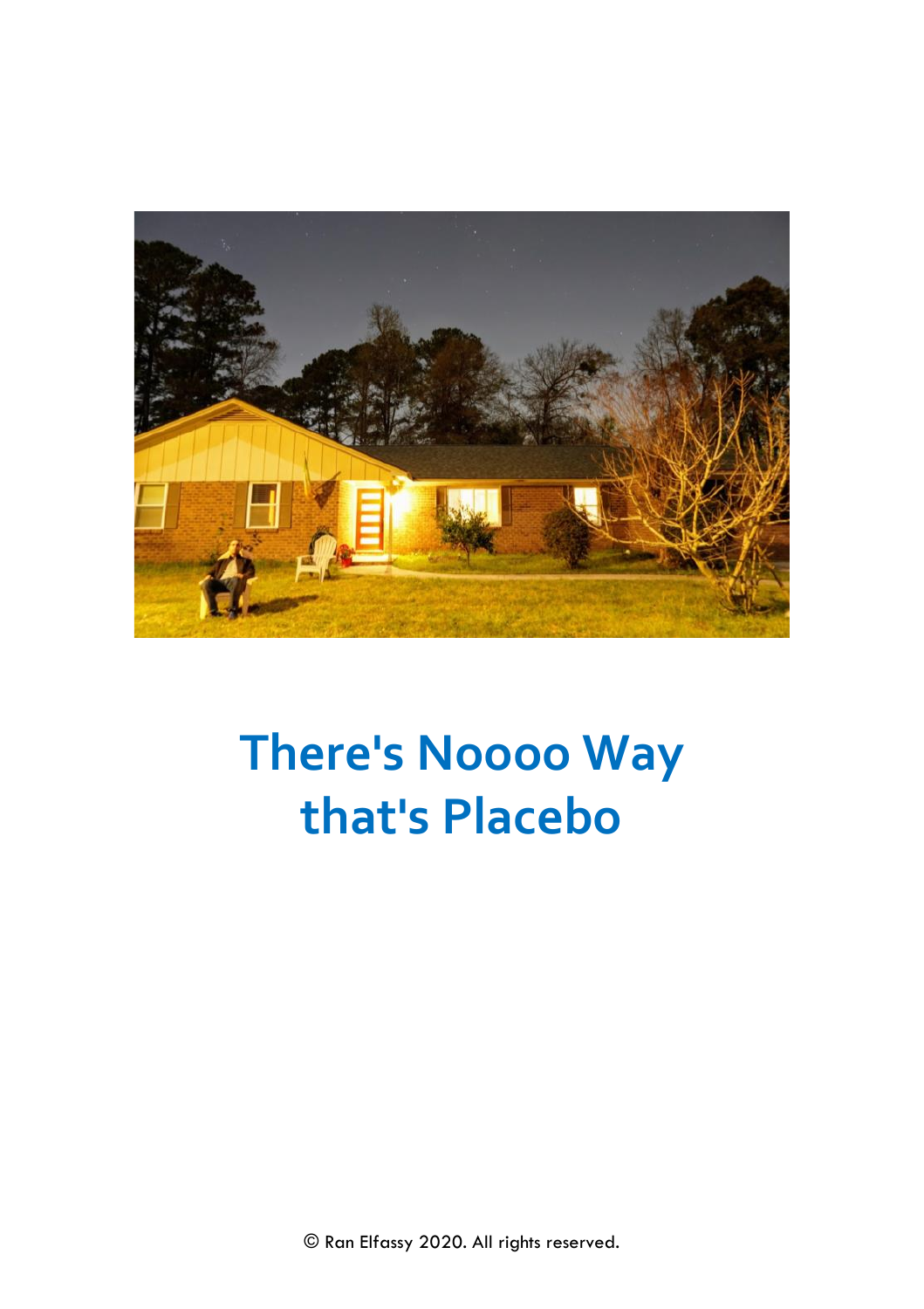# There's Noooo Way that's Placebo

© Ran Elfassy 2020. All rights reserved.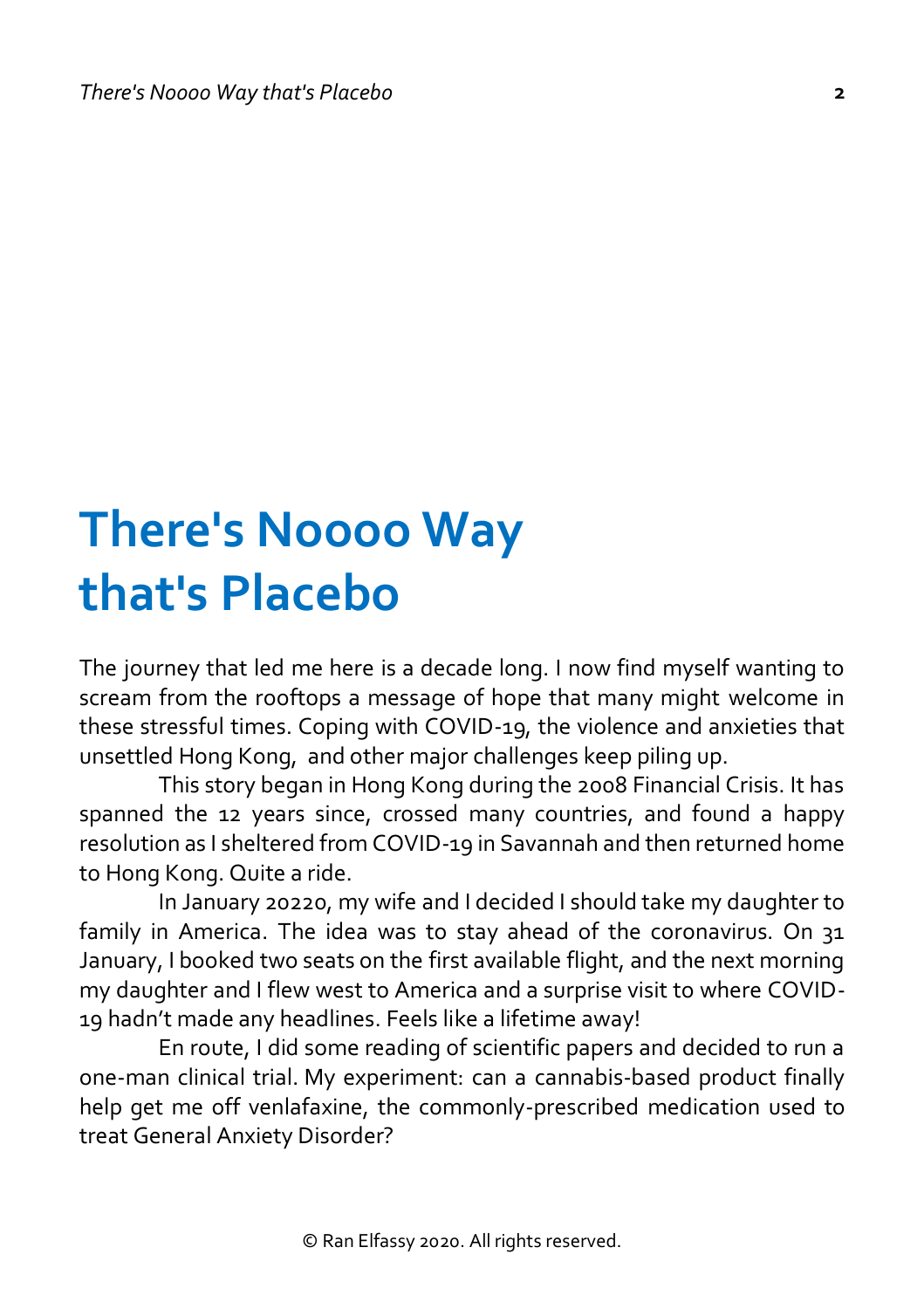# There's Noooo Way that's Placebo

The journey that led me here is a decade long. I now find myself wanting to scream from the rooftops a message of hope that many might welcome in these stressful times. Coping with COVID-19, the violence and anxieties that unsettled Hong Kong,  and other major challenges keep piling up.

This story began in Hong Kong during the 2008 Financial Crisis. It has spanned the 12 years since, crossed many countries, and found a happy resolution as I sheltered from COVID-19 in Savannah and then returned home to Hong Kong. Quite a ride.

In January 20220, my wife and I decided I should take my daughter to family in America. The idea was to stay ahead of the coronavirus. On 31 January, I booked two seats on the first available flight, and the next morning my daughter and I flew west to America and a surprise visit to where COVID-19 hadn't made any headlines. Feels like a lifetime away!

En route, I did some reading of scientific papers and decided to run a one-man clinical trial. My experiment: can a cannabis-based product finally help get me off venlafaxine, the commonly-prescribed medication used to treat General Anxiety Disorder?

© Ran Elfassy 2020. All rights reserved.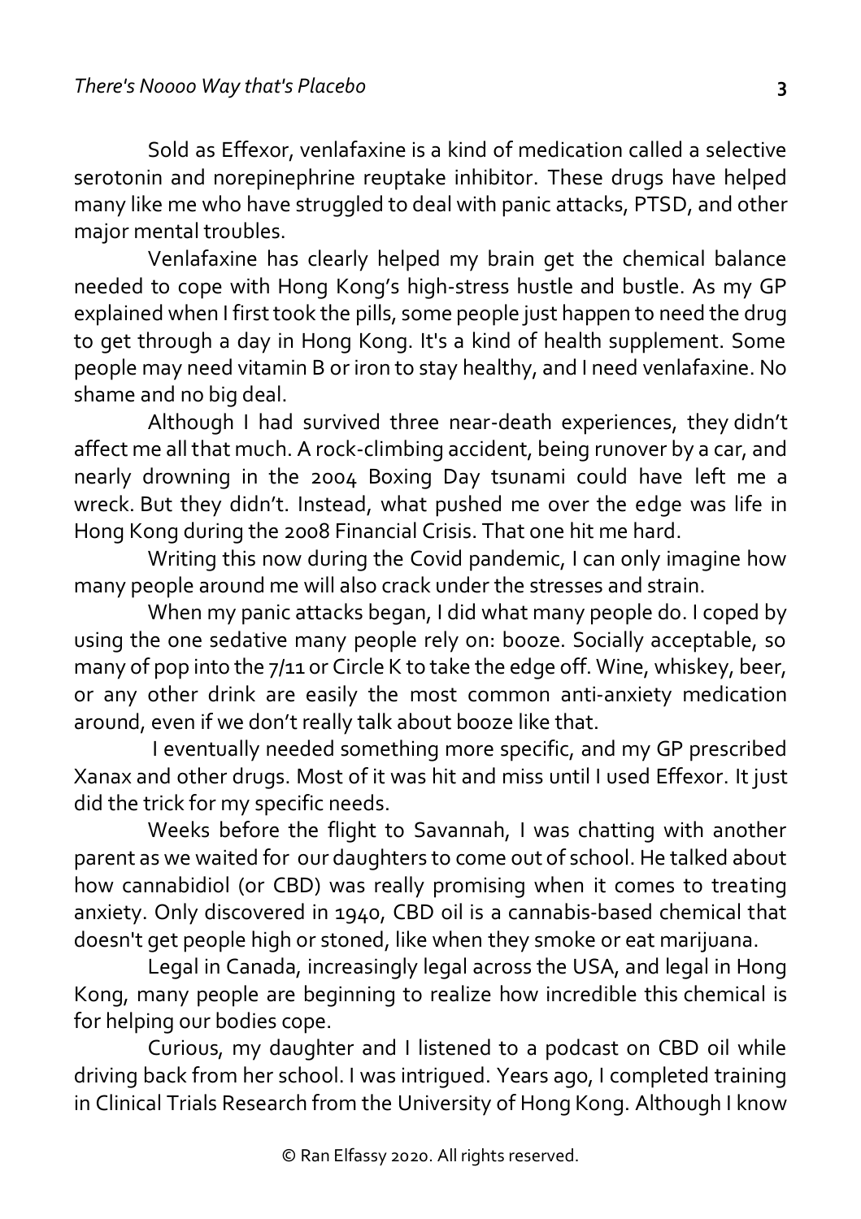Sold as Effexor, venlafaxine is a kind of medication called a selective serotonin and norepinephrine reuptake inhibitor. These drugs have helped many like me who have struggled to deal with panic attacks, PTSD, and other major mental troubles.

Venlafaxine has clearly helped my brain get the chemical balance needed to cope with Hong Kong's high-stress hustle and bustle. As my GP explained when I first took the pills, some people just happen to need the drug to get through a day in Hong Kong. It's a kind of health supplement. Some people may need vitamin B or iron to stay healthy, and I need venlafaxine. No shame and no big deal.

Although I had survived three near-death experiences, they didn't affect me all that much. A rock-climbing accident, being runover by a car, and nearly drowning in the 2004 Boxing Day tsunami could have left me a wreck. But they didn't. Instead, what pushed me over the edge was life in Hong Kong during the 2008 Financial Crisis. That one hit me hard.

Writing this now during the Covid pandemic, I can only imagine how many people around me will also crack under the stresses and strain.

When my panic attacks began, I did what many people do. I coped by using the one sedative many people rely on: booze. Socially acceptable, so many of pop into the 7/11 or Circle K to take the edge off. Wine, whiskey, beer, or any other drink are easily the most common anti-anxiety medication around, even if we don't really talk about booze like that.

I eventually needed something more specific, and my GP prescribed Xanax and other drugs. Most of it was hit and miss until I used Effexor. It just did the trick for my specific needs.

Weeks before the flight to Savannah, I was chatting with another parent as we waited for our daughters to come out of school. He talked about how cannabidiol (or CBD) was really promising when it comes to treating anxiety. Only discovered in 1940, CBD oil is a cannabis-based chemical that doesn't get people high or stoned, like when they smoke or eat marijuana.

Legal in Canada, increasingly legal across the USA, and legal in Hong Kong, many people are beginning to realize how incredible this chemical is for helping our bodies cope.

Curious, my daughter and I listened to a podcast on CBD oil while driving back from her school. I was intrigued. Years ago, I completed training in Clinical Trials Research from the University of Hong Kong. Although I know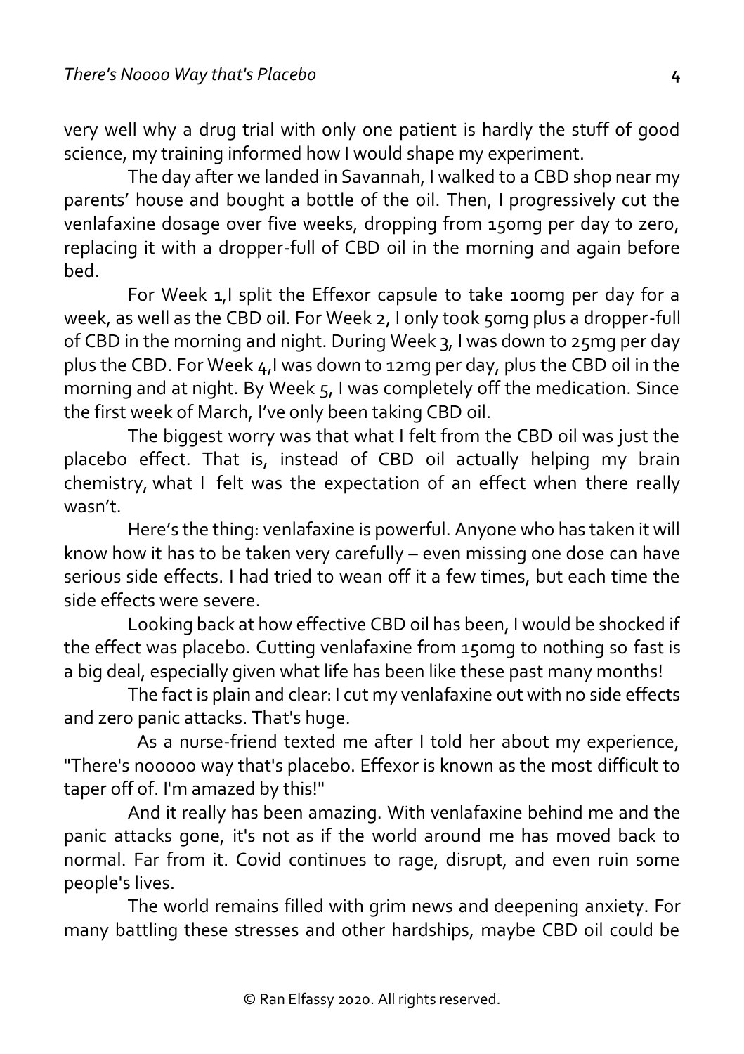very well why a drug trial with only one patient is hardly the stuff of good science, my training informed how I would shape my experiment.

The day after we landed in Savannah, I walked to a CBD shop near my parents' house and bought a bottle of the oil. Then, I progressively cut the venlafaxine dosage over five weeks, dropping from 150mg per day to zero, replacing it with a dropper-full of CBD oil in the morning and again before bed.

For Week 1,I split the Effexor capsule to take 100mg per day for a week, as well as the CBD oil. For Week 2, I only took 50mg plus a dropper-full of CBD in the morning and night. During Week 3, I was down to 25mg per day plus the CBD. For Week 4,I was down to 12mg per day, plus the CBD oil in the morning and at night. By Week 5, I was completely off the medication. Since the first week of March, I've only been taking CBD oil.

The biggest worry was that what I felt from the CBD oil was just the placebo effect. That is, instead of CBD oil actually helping my brain chemistry, what I felt was the expectation of an effect when there really wasn't.

Here's the thing: venlafaxine is powerful. Anyone who has taken it will know how it has to be taken very carefully – even missing one dose can have serious side effects. I had tried to wean off it a few times, but each time the side effects were severe.

Looking back at how effective CBD oil has been, I would be shocked if the effect was placebo. Cutting venlafaxine from 150mg to nothing so fast is a big deal, especially given what life has been like these past many months!

The fact is plain and clear: I cut my venlafaxine out with no side effects and zero panic attacks. That's huge.

As a nurse-friend texted me after I told her about my experience, "There's nooooo way that's placebo. Effexor is known as the most difficult to taper off of. I'm amazed by this!"

And it really has been amazing. With venlafaxine behind me and the panic attacks gone, it's not as if the world around me has moved back to normal. Far from it. Covid continues to rage, disrupt, and even ruin some people's lives.

The world remains filled with grim news and deepening anxiety. For many battling these stresses and other hardships, maybe CBD oil could be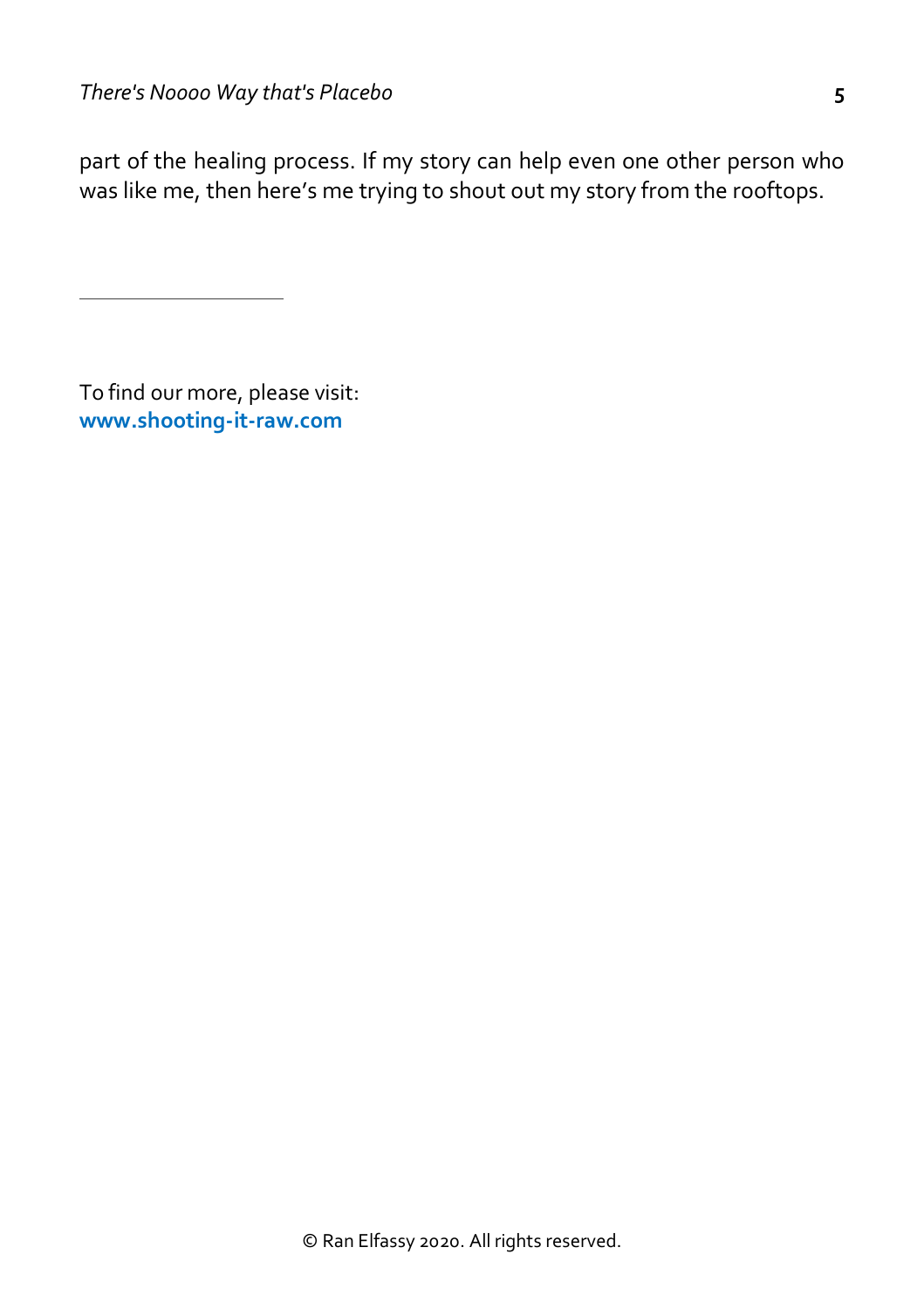part of the healing process. If my story can help even one other person who was like me, then here's me trying to shout out my story from the rooftops.

---

To find our more, please visit:
**www.shooting-it-raw.com**

© Ran Elfassy 2020. All rights reserved.